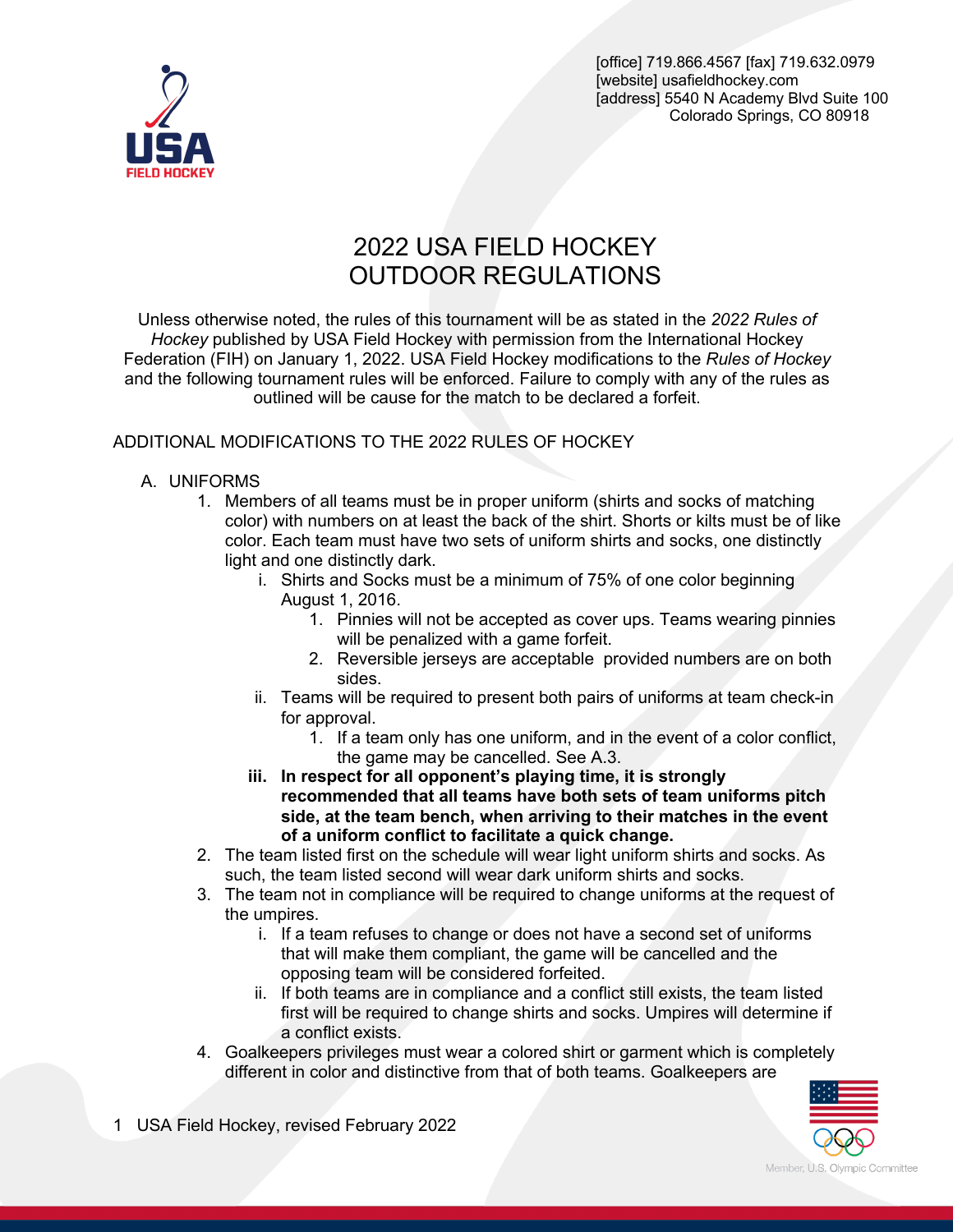[office] 719.866.4567 [fax] 719.632.0979
[website] usafieldhockey.com
[address] 5540 N Academy Blvd Suite 100
Colorado Springs, CO 80918

# 2022 USA FIELD HOCKEY OUTDOOR REGULATIONS

Unless otherwise noted, the rules of this tournament will be as stated in the *2022 Rules of Hockey* published by USA Field Hockey with permission from the International Hockey Federation (FIH) on January 1, 2022. USA Field Hockey modifications to the *Rules of Hockey* and the following tournament rules will be enforced. Failure to comply with any of the rules as outlined will be cause for the match to be declared a forfeit.

## ADDITIONAL MODIFICATIONS TO THE 2022 RULES OF HOCKEY

A. UNIFORMS
   1. Members of all teams must be in proper uniform (shirts and socks of matching color) with numbers on at least the back of the shirt. Shorts or kilts must be of like color. Each team must have two sets of uniform shirts and socks, one distinctly light and one distinctly dark.
      i. Shirts and Socks must be a minimum of 75% of one color beginning August 1, 2016.
         1. Pinnies will not be accepted as cover ups. Teams wearing pinnies will be penalized with a game forfeit.
         2. Reversible jerseys are acceptable provided numbers are on both sides.
      ii. Teams will be required to present both pairs of uniforms at team check-in for approval.
         1. If a team only has one uniform, and in the event of a color conflict, the game may be cancelled. See A.3.
      **iii. In respect for all opponent's playing time, it is strongly recommended that all teams have both sets of team uniforms pitch side, at the team bench, when arriving to their matches in the event of a uniform conflict to facilitate a quick change.**
   2. The team listed first on the schedule will wear light uniform shirts and socks. As such, the team listed second will wear dark uniform shirts and socks.
   3. The team not in compliance will be required to change uniforms at the request of the umpires.
      i. If a team refuses to change or does not have a second set of uniforms that will make them compliant, the game will be cancelled and the opposing team will be considered forfeited.
      ii. If both teams are in compliance and a conflict still exists, the team listed first will be required to change shirts and socks. Umpires will determine if a conflict exists.
   4. Goalkeepers privileges must wear a colored shirt or garment which is completely different in color and distinctive from that of both teams. Goalkeepers are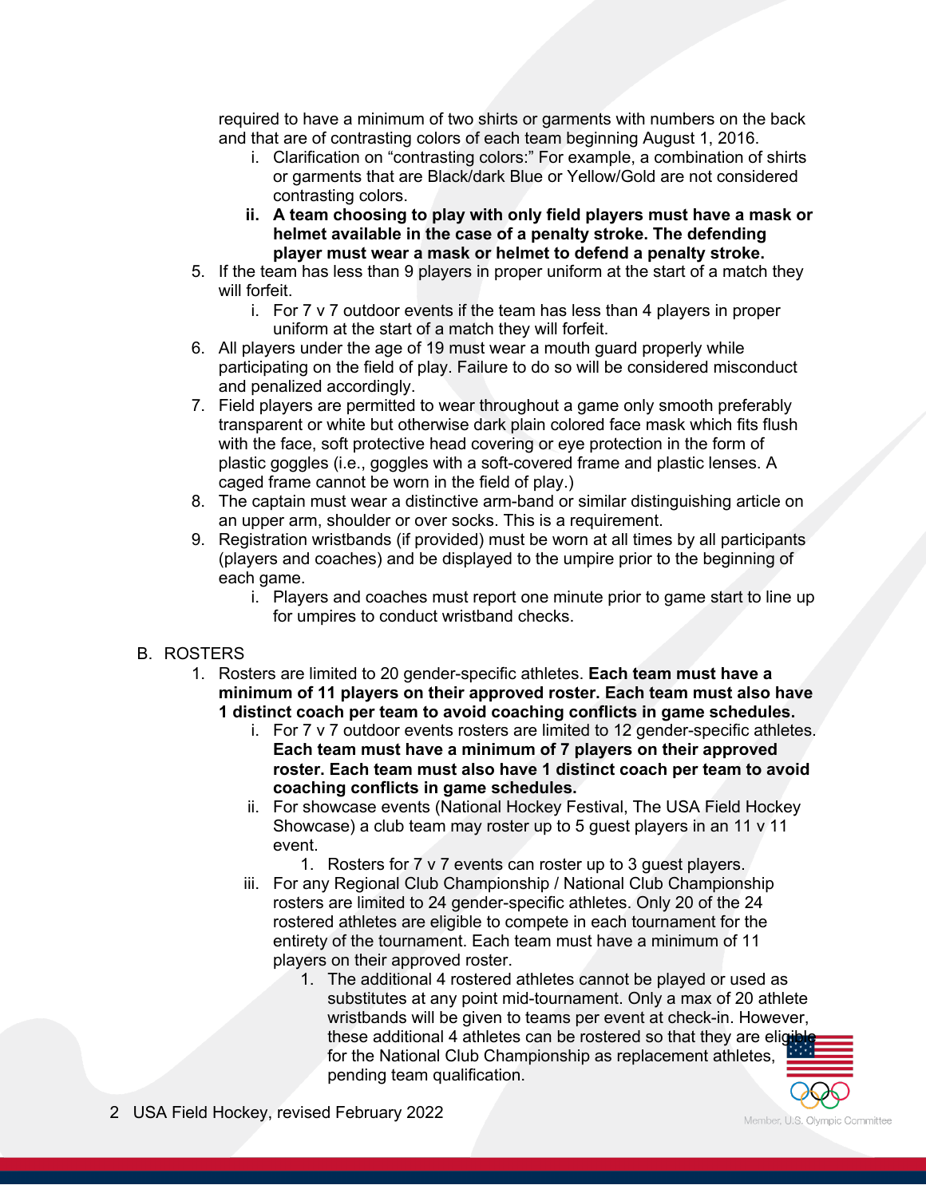required to have a minimum of two shirts or garments with numbers on the back and that are of contrasting colors of each team beginning August 1, 2016.
   - i. Clarification on "contrasting colors:" For example, a combination of shirts or garments that are Black/dark Blue or Yellow/Gold are not considered contrasting colors.
   - **ii. A team choosing to play with only field players must have a mask or helmet available in the case of a penalty stroke. The defending player must wear a mask or helmet to defend a penalty stroke.**
5. If the team has less than 9 players in proper uniform at the start of a match they will forfeit.
   - i. For 7 v 7 outdoor events if the team has less than 4 players in proper uniform at the start of a match they will forfeit.
6. All players under the age of 19 must wear a mouth guard properly while participating on the field of play. Failure to do so will be considered misconduct and penalized accordingly.
7. Field players are permitted to wear throughout a game only smooth preferably transparent or white but otherwise dark plain colored face mask which fits flush with the face, soft protective head covering or eye protection in the form of plastic goggles (i.e., goggles with a soft-covered frame and plastic lenses. A caged frame cannot be worn in the field of play.)
8. The captain must wear a distinctive arm-band or similar distinguishing article on an upper arm, shoulder or over socks. This is a requirement.
9. Registration wristbands (if provided) must be worn at all times by all participants (players and coaches) and be displayed to the umpire prior to the beginning of each game.
   - i. Players and coaches must report one minute prior to game start to line up for umpires to conduct wristband checks.

B. ROSTERS

1. Rosters are limited to 20 gender-specific athletes. **Each team must have a minimum of 11 players on their approved roster. Each team must also have 1 distinct coach per team to avoid coaching conflicts in game schedules.**
   - i. For 7 v 7 outdoor events rosters are limited to 12 gender-specific athletes. **Each team must have a minimum of 7 players on their approved roster. Each team must also have 1 distinct coach per team to avoid coaching conflicts in game schedules.**
   - ii. For showcase events (National Hockey Festival, The USA Field Hockey Showcase) a club team may roster up to 5 guest players in an 11 v 11 event.
     1. Rosters for 7 v 7 events can roster up to 3 guest players.
   - iii. For any Regional Club Championship / National Club Championship rosters are limited to 24 gender-specific athletes. Only 20 of the 24 rostered athletes are eligible to compete in each tournament for the entirety of the tournament. Each team must have a minimum of 11 players on their approved roster.
     1. The additional 4 rostered athletes cannot be played or used as substitutes at any point mid-tournament. Only a max of 20 athlete wristbands will be given to teams per event at check-in. However, these additional 4 athletes can be rostered so that they are eligible for the National Club Championship as replacement athletes, pending team qualification.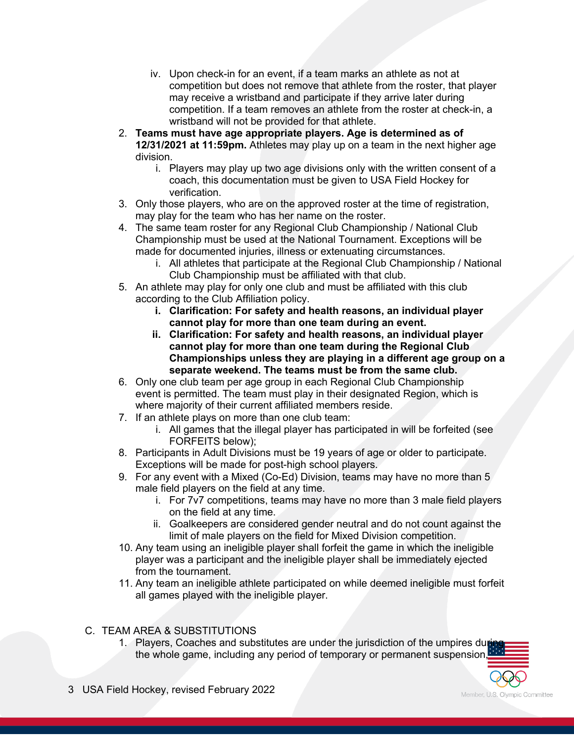iv. Upon check-in for an event, if a team marks an athlete as not at competition but does not remove that athlete from the roster, that player may receive a wristband and participate if they arrive later during competition. If a team removes an athlete from the roster at check-in, a wristband will not be provided for that athlete.

2. **Teams must have age appropriate players. Age is determined as of 12/31/2021 at 11:59pm.** Athletes may play up on a team in the next higher age division.
   i. Players may play up two age divisions only with the written consent of a coach, this documentation must be given to USA Field Hockey for verification.
3. Only those players, who are on the approved roster at the time of registration, may play for the team who has her name on the roster.
4. The same team roster for any Regional Club Championship / National Club Championship must be used at the National Tournament. Exceptions will be made for documented injuries, illness or extenuating circumstances.
   i. All athletes that participate at the Regional Club Championship / National Club Championship must be affiliated with that club.
5. An athlete may play for only one club and must be affiliated with this club according to the Club Affiliation policy.
   **i. Clarification: For safety and health reasons, an individual player cannot play for more than one team during an event.**
   **ii. Clarification: For safety and health reasons, an individual player cannot play for more than one team during the Regional Club Championships unless they are playing in a different age group on a separate weekend. The teams must be from the same club.**
6. Only one club team per age group in each Regional Club Championship event is permitted. The team must play in their designated Region, which is where majority of their current affiliated members reside.
7. If an athlete plays on more than one club team:
   i. All games that the illegal player has participated in will be forfeited (see FORFEITS below);
8. Participants in Adult Divisions must be 19 years of age or older to participate. Exceptions will be made for post-high school players.
9. For any event with a Mixed (Co-Ed) Division, teams may have no more than 5 male field players on the field at any time.
   i. For 7v7 competitions, teams may have no more than 3 male field players on the field at any time.
   ii. Goalkeepers are considered gender neutral and do not count against the limit of male players on the field for Mixed Division competition.
10. Any team using an ineligible player shall forfeit the game in which the ineligible player was a participant and the ineligible player shall be immediately ejected from the tournament.
11. Any team an ineligible athlete participated on while deemed ineligible must forfeit all games played with the ineligible player.

C. TEAM AREA & SUBSTITUTIONS

1. Players, Coaches and substitutes are under the jurisdiction of the umpires during the whole game, including any period of temporary or permanent suspension.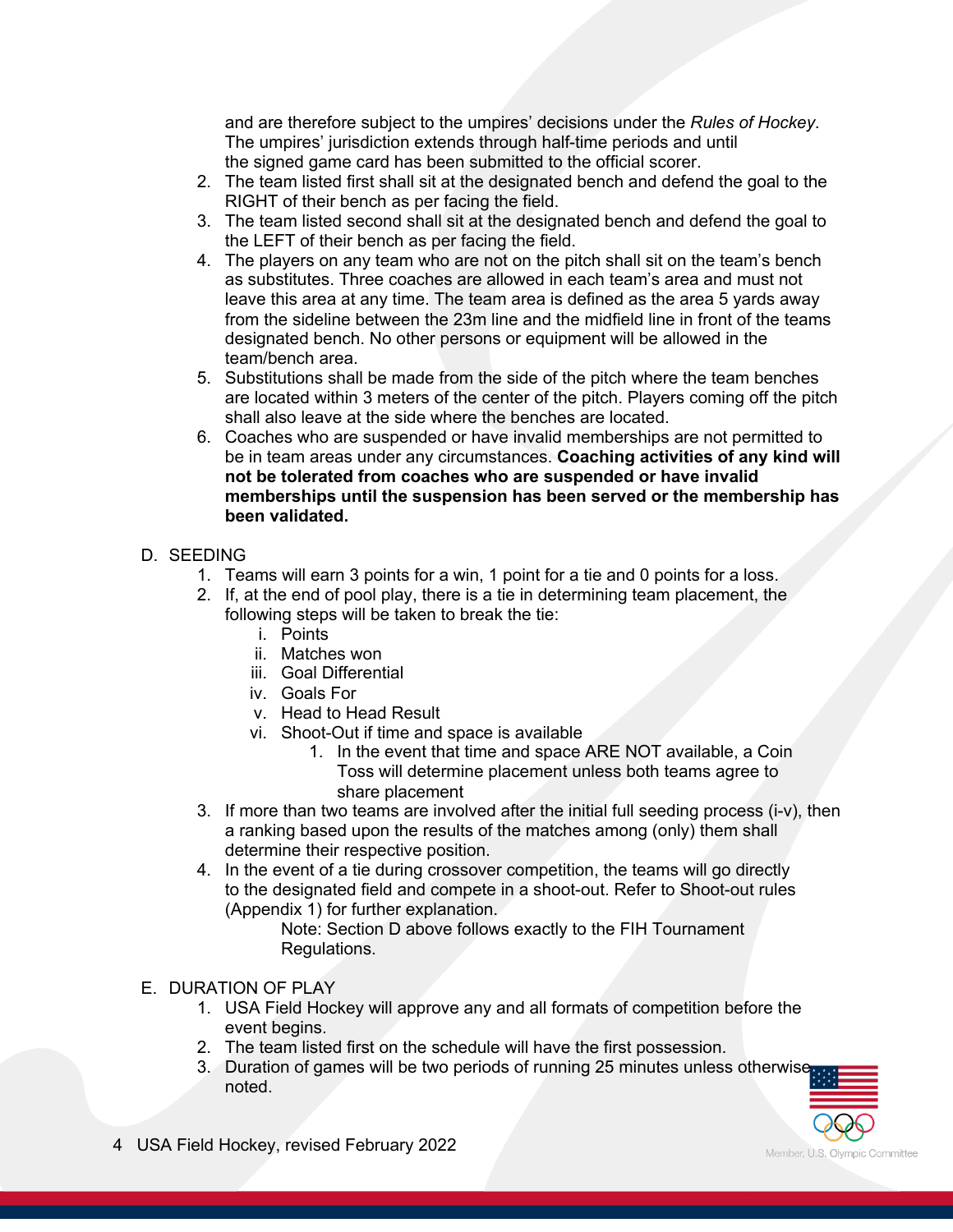and are therefore subject to the umpires' decisions under the *Rules of Hockey*. The umpires' jurisdiction extends through half-time periods and until the signed game card has been submitted to the official scorer.

2. The team listed first shall sit at the designated bench and defend the goal to the RIGHT of their bench as per facing the field.
3. The team listed second shall sit at the designated bench and defend the goal to the LEFT of their bench as per facing the field.
4. The players on any team who are not on the pitch shall sit on the team's bench as substitutes. Three coaches are allowed in each team's area and must not leave this area at any time. The team area is defined as the area 5 yards away from the sideline between the 23m line and the midfield line in front of the teams designated bench. No other persons or equipment will be allowed in the team/bench area.
5. Substitutions shall be made from the side of the pitch where the team benches are located within 3 meters of the center of the pitch. Players coming off the pitch shall also leave at the side where the benches are located.
6. Coaches who are suspended or have invalid memberships are not permitted to be in team areas under any circumstances. **Coaching activities of any kind will not be tolerated from coaches who are suspended or have invalid memberships until the suspension has been served or the membership has been validated.**

D. SEEDING

1. Teams will earn 3 points for a win, 1 point for a tie and 0 points for a loss.
2. If, at the end of pool play, there is a tie in determining team placement, the following steps will be taken to break the tie:
   i. Points
   ii. Matches won
   iii. Goal Differential
   iv. Goals For
   v. Head to Head Result
   vi. Shoot-Out if time and space is available
      1. In the event that time and space ARE NOT available, a Coin Toss will determine placement unless both teams agree to share placement
3. If more than two teams are involved after the initial full seeding process (i-v), then a ranking based upon the results of the matches among (only) them shall determine their respective position.
4. In the event of a tie during crossover competition, the teams will go directly to the designated field and compete in a shoot-out. Refer to Shoot-out rules (Appendix 1) for further explanation.

   Note: Section D above follows exactly to the FIH Tournament Regulations.

E. DURATION OF PLAY

1. USA Field Hockey will approve any and all formats of competition before the event begins.
2. The team listed first on the schedule will have the first possession.
3. Duration of games will be two periods of running 25 minutes unless otherwise noted.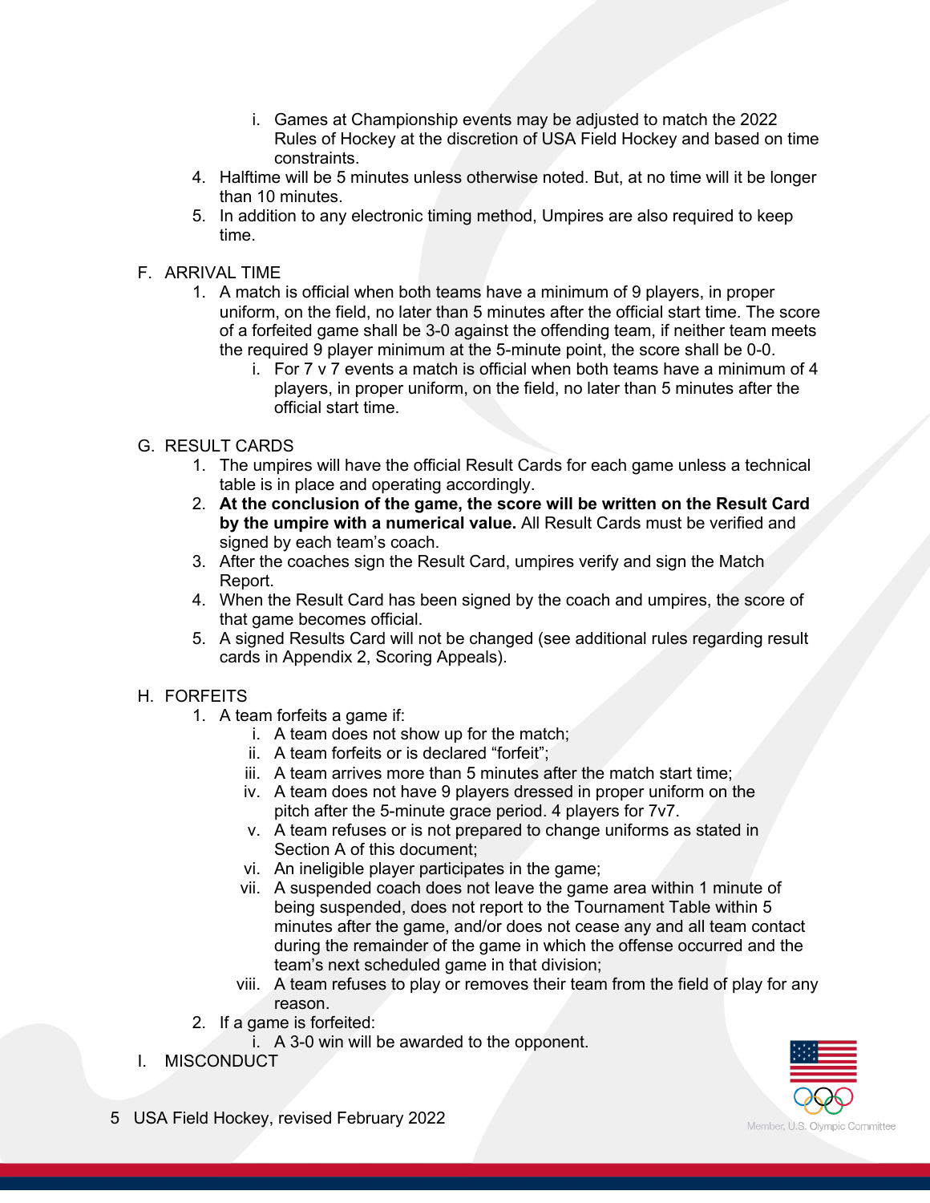i. Games at Championship events may be adjusted to match the 2022 Rules of Hockey at the discretion of USA Field Hockey and based on time constraints.

4. Halftime will be 5 minutes unless otherwise noted. But, at no time will it be longer than 10 minutes.
5. In addition to any electronic timing method, Umpires are also required to keep time.

F. ARRIVAL TIME

1. A match is official when both teams have a minimum of 9 players, in proper uniform, on the field, no later than 5 minutes after the official start time. The score of a forfeited game shall be 3-0 against the offending team, if neither team meets the required 9 player minimum at the 5-minute point, the score shall be 0-0.
   i. For 7 v 7 events a match is official when both teams have a minimum of 4 players, in proper uniform, on the field, no later than 5 minutes after the official start time.

G. RESULT CARDS

1. The umpires will have the official Result Cards for each game unless a technical table is in place and operating accordingly.
2. **At the conclusion of the game, the score will be written on the Result Card by the umpire with a numerical value.** All Result Cards must be verified and signed by each team's coach.
3. After the coaches sign the Result Card, umpires verify and sign the Match Report.
4. When the Result Card has been signed by the coach and umpires, the score of that game becomes official.
5. A signed Results Card will not be changed (see additional rules regarding result cards in Appendix 2, Scoring Appeals).

H. FORFEITS

1. A team forfeits a game if:
   i. A team does not show up for the match;
   ii. A team forfeits or is declared "forfeit";
   iii. A team arrives more than 5 minutes after the match start time;
   iv. A team does not have 9 players dressed in proper uniform on the pitch after the 5-minute grace period. 4 players for 7v7.
   v. A team refuses or is not prepared to change uniforms as stated in Section A of this document;
   vi. An ineligible player participates in the game;
   vii. A suspended coach does not leave the game area within 1 minute of being suspended, does not report to the Tournament Table within 5 minutes after the game, and/or does not cease any and all team contact during the remainder of the game in which the offense occurred and the team's next scheduled game in that division;
   viii. A team refuses to play or removes their team from the field of play for any reason.
2. If a game is forfeited:
   i. A 3-0 win will be awarded to the opponent.

I. MISCONDUCT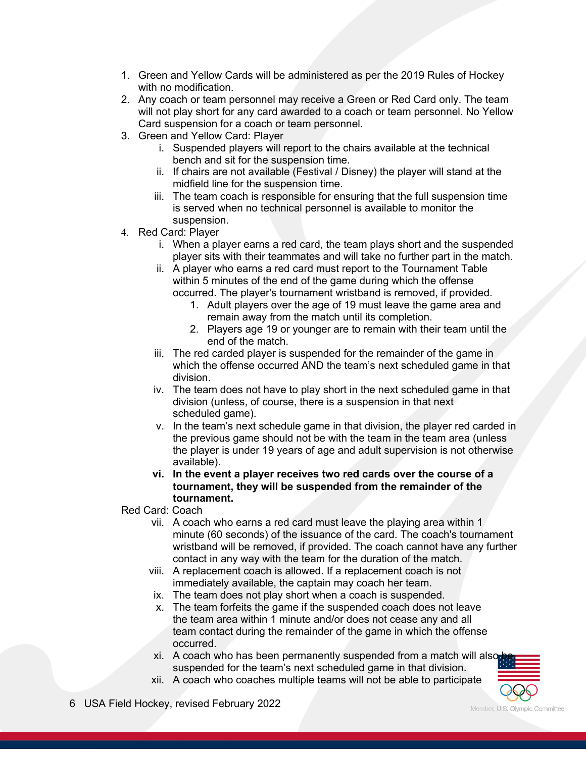1. Green and Yellow Cards will be administered as per the 2019 Rules of Hockey with no modification.
2. Any coach or team personnel may receive a Green or Red Card only. The team will not play short for any card awarded to a coach or team personnel. No Yellow Card suspension for a coach or team personnel.
3. Green and Yellow Card: Player
   i. Suspended players will report to the chairs available at the technical bench and sit for the suspension time.
   ii. If chairs are not available (Festival / Disney) the player will stand at the midfield line for the suspension time.
   iii. The team coach is responsible for ensuring that the full suspension time is served when no technical personnel is available to monitor the suspension.
4. Red Card: Player
   i. When a player earns a red card, the team plays short and the suspended player sits with their teammates and will take no further part in the match.
   ii. A player who earns a red card must report to the Tournament Table within 5 minutes of the end of the game during which the offense occurred. The player's tournament wristband is removed, if provided.
      1. Adult players over the age of 19 must leave the game area and remain away from the match until its completion.
      2. Players age 19 or younger are to remain with their team until the end of the match.
   iii. The red carded player is suspended for the remainder of the game in which the offense occurred AND the team's next scheduled game in that division.
   iv. The team does not have to play short in the next scheduled game in that division (unless, of course, there is a suspension in that next scheduled game).
   v. In the team's next schedule game in that division, the player red carded in the previous game should not be with the team in the team area (unless the player is under 19 years of age and adult supervision is not otherwise available).
   **vi. In the event a player receives two red cards over the course of a tournament, they will be suspended from the remainder of the tournament.**

Red Card: Coach

   vii. A coach who earns a red card must leave the playing area within 1 minute (60 seconds) of the issuance of the card. The coach's tournament wristband will be removed, if provided. The coach cannot have any further contact in any way with the team for the duration of the match.
   viii. A replacement coach is allowed. If a replacement coach is not immediately available, the captain may coach her team.
   ix. The team does not play short when a coach is suspended.
   x. The team forfeits the game if the suspended coach does not leave the team area within 1 minute and/or does not cease any and all team contact during the remainder of the game in which the offense occurred.
   xi. A coach who has been permanently suspended from a match will also be suspended for the team's next scheduled game in that division.
   xii. A coach who coaches multiple teams will not be able to participate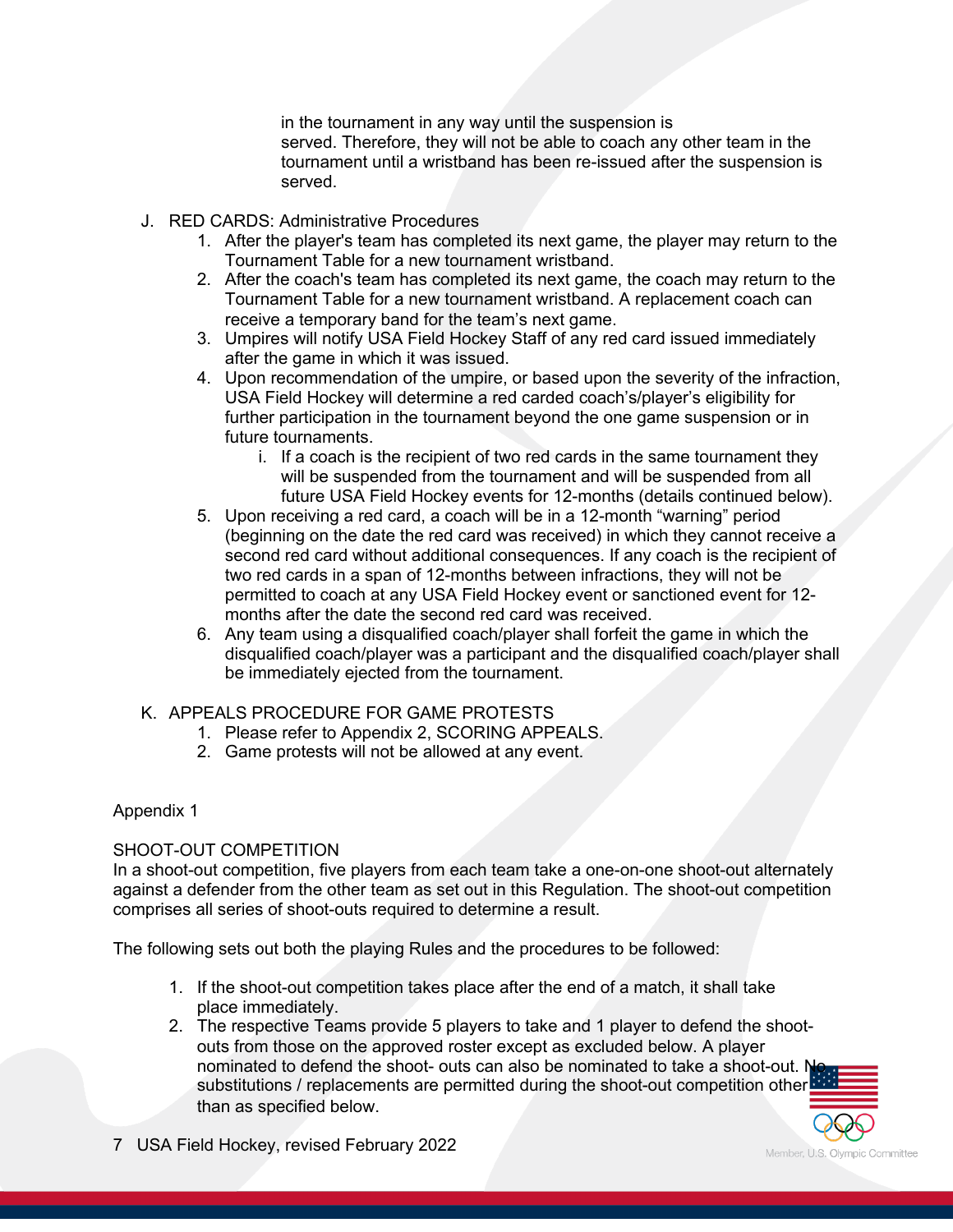in the tournament in any way until the suspension is served. Therefore, they will not be able to coach any other team in the tournament until a wristband has been re-issued after the suspension is served.

J. RED CARDS: Administrative Procedures
   1. After the player's team has completed its next game, the player may return to the Tournament Table for a new tournament wristband.
   2. After the coach's team has completed its next game, the coach may return to the Tournament Table for a new tournament wristband. A replacement coach can receive a temporary band for the team's next game.
   3. Umpires will notify USA Field Hockey Staff of any red card issued immediately after the game in which it was issued.
   4. Upon recommendation of the umpire, or based upon the severity of the infraction, USA Field Hockey will determine a red carded coach's/player's eligibility for further participation in the tournament beyond the one game suspension or in future tournaments.
      i. If a coach is the recipient of two red cards in the same tournament they will be suspended from the tournament and will be suspended from all future USA Field Hockey events for 12-months (details continued below).
   5. Upon receiving a red card, a coach will be in a 12-month "warning" period (beginning on the date the red card was received) in which they cannot receive a second red card without additional consequences. If any coach is the recipient of two red cards in a span of 12-months between infractions, they will not be permitted to coach at any USA Field Hockey event or sanctioned event for 12-months after the date the second red card was received.
   6. Any team using a disqualified coach/player shall forfeit the game in which the disqualified coach/player was a participant and the disqualified coach/player shall be immediately ejected from the tournament.

K. APPEALS PROCEDURE FOR GAME PROTESTS
   1. Please refer to Appendix 2, SCORING APPEALS.
   2. Game protests will not be allowed at any event.

Appendix 1

SHOOT-OUT COMPETITION

In a shoot-out competition, five players from each team take a one-on-one shoot-out alternately against a defender from the other team as set out in this Regulation. The shoot-out competition comprises all series of shoot-outs required to determine a result.

The following sets out both the playing Rules and the procedures to be followed:

1. If the shoot-out competition takes place after the end of a match, it shall take place immediately.
2. The respective Teams provide 5 players to take and 1 player to defend the shoot-outs from those on the approved roster except as excluded below. A player nominated to defend the shoot- outs can also be nominated to take a shoot-out. No substitutions / replacements are permitted during the shoot-out competition other than as specified below.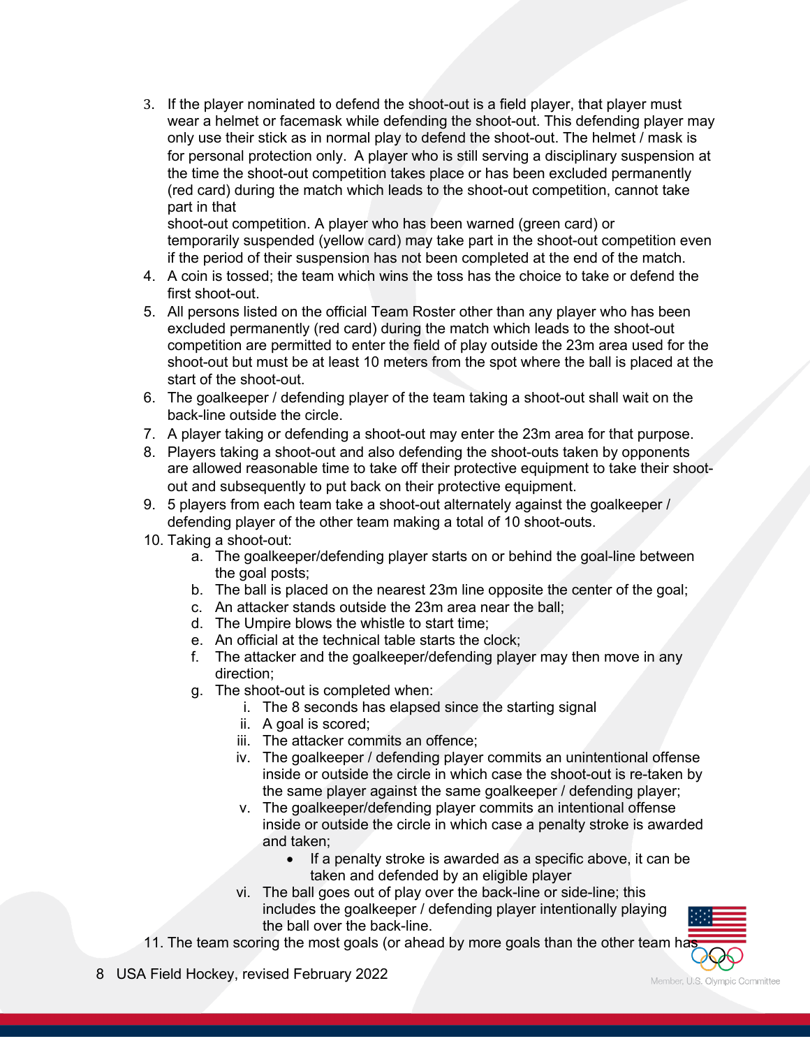3. If the player nominated to defend the shoot-out is a field player, that player must wear a helmet or facemask while defending the shoot-out. This defending player may only use their stick as in normal play to defend the shoot-out. The helmet / mask is for personal protection only. A player who is still serving a disciplinary suspension at the time the shoot-out competition takes place or has been excluded permanently (red card) during the match which leads to the shoot-out competition, cannot take part in that shoot-out competition. A player who has been warned (green card) or temporarily suspended (yellow card) may take part in the shoot-out competition even if the period of their suspension has not been completed at the end of the match.
4. A coin is tossed; the team which wins the toss has the choice to take or defend the first shoot-out.
5. All persons listed on the official Team Roster other than any player who has been excluded permanently (red card) during the match which leads to the shoot-out competition are permitted to enter the field of play outside the 23m area used for the shoot-out but must be at least 10 meters from the spot where the ball is placed at the start of the shoot-out.
6. The goalkeeper / defending player of the team taking a shoot-out shall wait on the back-line outside the circle.
7. A player taking or defending a shoot-out may enter the 23m area for that purpose.
8. Players taking a shoot-out and also defending the shoot-outs taken by opponents are allowed reasonable time to take off their protective equipment to take their shoot-out and subsequently to put back on their protective equipment.
9. 5 players from each team take a shoot-out alternately against the goalkeeper / defending player of the other team making a total of 10 shoot-outs.
10. Taking a shoot-out:
    a. The goalkeeper/defending player starts on or behind the goal-line between the goal posts;
    b. The ball is placed on the nearest 23m line opposite the center of the goal;
    c. An attacker stands outside the 23m area near the ball;
    d. The Umpire blows the whistle to start time;
    e. An official at the technical table starts the clock;
    f. The attacker and the goalkeeper/defending player may then move in any direction;
    g. The shoot-out is completed when:
        i. The 8 seconds has elapsed since the starting signal
        ii. A goal is scored;
        iii. The attacker commits an offence;
        iv. The goalkeeper / defending player commits an unintentional offense inside or outside the circle in which case the shoot-out is re-taken by the same player against the same goalkeeper / defending player;
        v. The goalkeeper/defending player commits an intentional offense inside or outside the circle in which case a penalty stroke is awarded and taken;
            - If a penalty stroke is awarded as a specific above, it can be taken and defended by an eligible player
        vi. The ball goes out of play over the back-line or side-line; this includes the goalkeeper / defending player intentionally playing the ball over the back-line.
11. The team scoring the most goals (or ahead by more goals than the other team has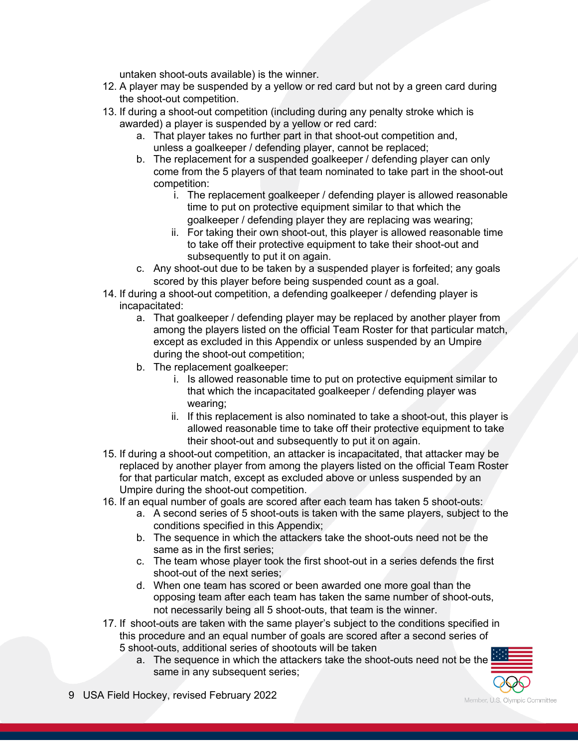untaken shoot-outs available) is the winner.

12. A player may be suspended by a yellow or red card but not by a green card during the shoot-out competition.
13. If during a shoot-out competition (including during any penalty stroke which is awarded) a player is suspended by a yellow or red card:
    a. That player takes no further part in that shoot-out competition and, unless a goalkeeper / defending player, cannot be replaced;
    b. The replacement for a suspended goalkeeper / defending player can only come from the 5 players of that team nominated to take part in the shoot-out competition:
        i. The replacement goalkeeper / defending player is allowed reasonable time to put on protective equipment similar to that which the goalkeeper / defending player they are replacing was wearing;
        ii. For taking their own shoot-out, this player is allowed reasonable time to take off their protective equipment to take their shoot-out and subsequently to put it on again.
    c. Any shoot-out due to be taken by a suspended player is forfeited; any goals scored by this player before being suspended count as a goal.
14. If during a shoot-out competition, a defending goalkeeper / defending player is incapacitated:
    a. That goalkeeper / defending player may be replaced by another player from among the players listed on the official Team Roster for that particular match, except as excluded in this Appendix or unless suspended by an Umpire during the shoot-out competition;
    b. The replacement goalkeeper:
        i. Is allowed reasonable time to put on protective equipment similar to that which the incapacitated goalkeeper / defending player was wearing;
        ii. If this replacement is also nominated to take a shoot-out, this player is allowed reasonable time to take off their protective equipment to take their shoot-out and subsequently to put it on again.
15. If during a shoot-out competition, an attacker is incapacitated, that attacker may be replaced by another player from among the players listed on the official Team Roster for that particular match, except as excluded above or unless suspended by an Umpire during the shoot-out competition.
16. If an equal number of goals are scored after each team has taken 5 shoot-outs:
    a. A second series of 5 shoot-outs is taken with the same players, subject to the conditions specified in this Appendix;
    b. The sequence in which the attackers take the shoot-outs need not be the same as in the first series;
    c. The team whose player took the first shoot-out in a series defends the first shoot-out of the next series;
    d. When one team has scored or been awarded one more goal than the opposing team after each team has taken the same number of shoot-outs, not necessarily being all 5 shoot-outs, that team is the winner.
17. If shoot-outs are taken with the same player's subject to the conditions specified in this procedure and an equal number of goals are scored after a second series of 5 shoot-outs, additional series of shootouts will be taken
    a. The sequence in which the attackers take the shoot-outs need not be the same in any subsequent series;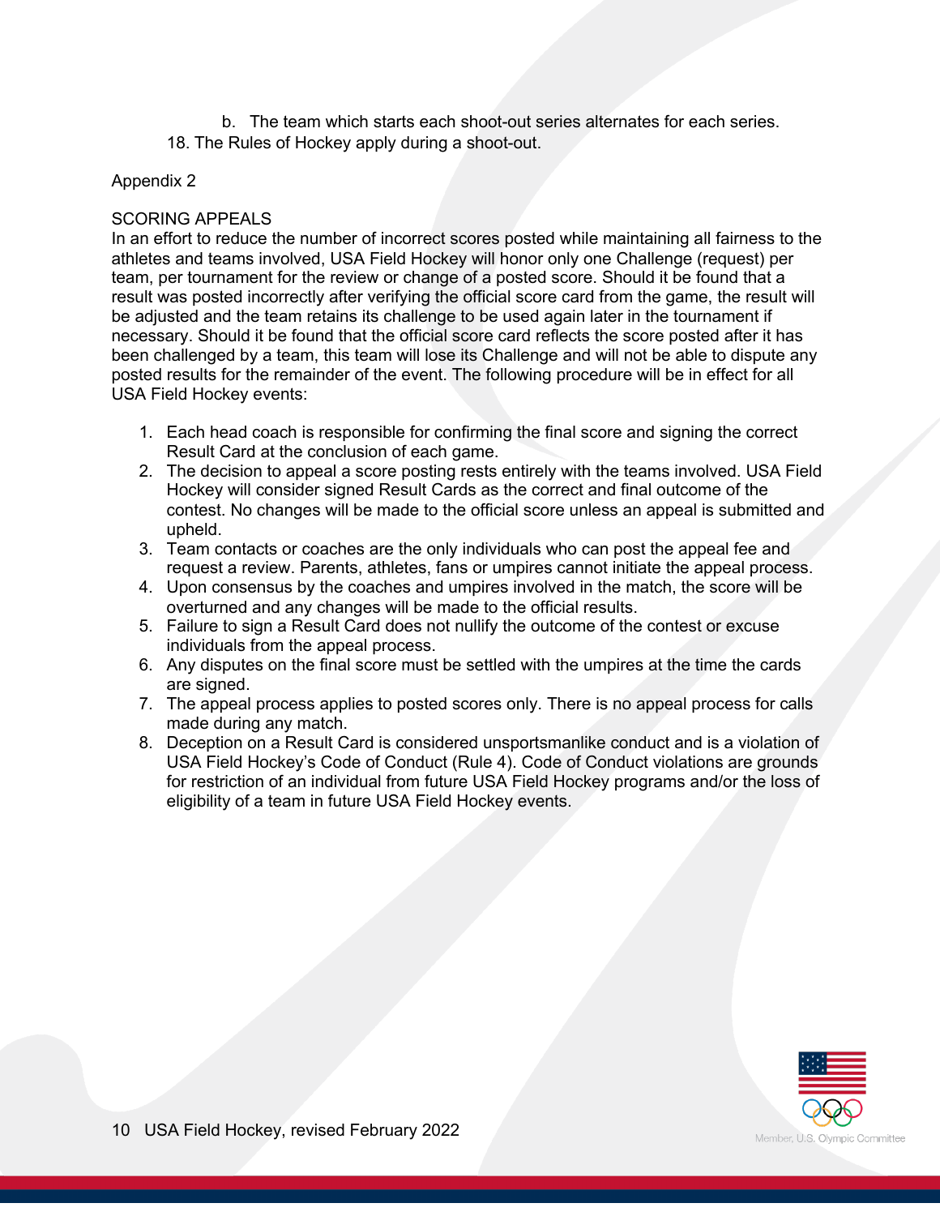b. The team which starts each shoot-out series alternates for each series.

18. The Rules of Hockey apply during a shoot-out.

Appendix 2

SCORING APPEALS

In an effort to reduce the number of incorrect scores posted while maintaining all fairness to the athletes and teams involved, USA Field Hockey will honor only one Challenge (request) per team, per tournament for the review or change of a posted score. Should it be found that a result was posted incorrectly after verifying the official score card from the game, the result will be adjusted and the team retains its challenge to be used again later in the tournament if necessary. Should it be found that the official score card reflects the score posted after it has been challenged by a team, this team will lose its Challenge and will not be able to dispute any posted results for the remainder of the event. The following procedure will be in effect for all USA Field Hockey events:

1. Each head coach is responsible for confirming the final score and signing the correct Result Card at the conclusion of each game.
2. The decision to appeal a score posting rests entirely with the teams involved. USA Field Hockey will consider signed Result Cards as the correct and final outcome of the contest. No changes will be made to the official score unless an appeal is submitted and upheld.
3. Team contacts or coaches are the only individuals who can post the appeal fee and request a review. Parents, athletes, fans or umpires cannot initiate the appeal process.
4. Upon consensus by the coaches and umpires involved in the match, the score will be overturned and any changes will be made to the official results.
5. Failure to sign a Result Card does not nullify the outcome of the contest or excuse individuals from the appeal process.
6. Any disputes on the final score must be settled with the umpires at the time the cards are signed.
7. The appeal process applies to posted scores only. There is no appeal process for calls made during any match.
8. Deception on a Result Card is considered unsportsmanlike conduct and is a violation of USA Field Hockey's Code of Conduct (Rule 4). Code of Conduct violations are grounds for restriction of an individual from future USA Field Hockey programs and/or the loss of eligibility of a team in future USA Field Hockey events.